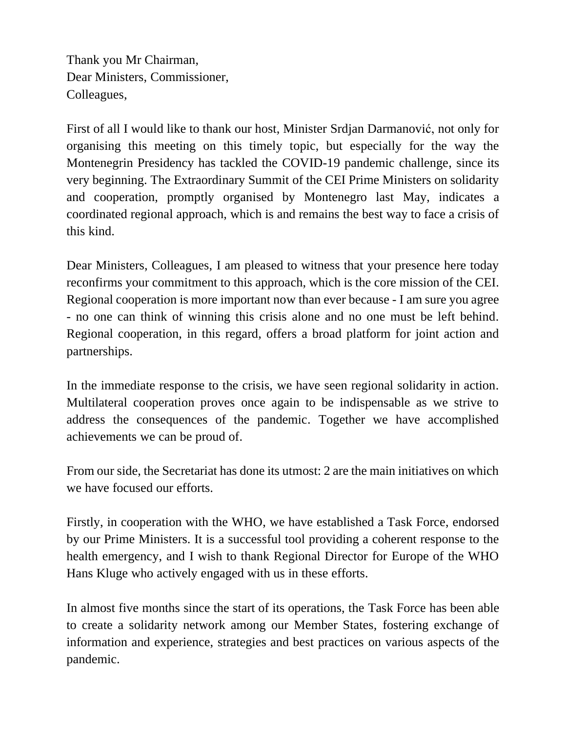Thank you Mr Chairman,
Dear Ministers, Commissioner,
Colleagues,

First of all I would like to thank our host, Minister Srdjan Darmanović, not only for organising this meeting on this timely topic, but especially for the way the Montenegrin Presidency has tackled the COVID-19 pandemic challenge, since its very beginning. The Extraordinary Summit of the CEI Prime Ministers on solidarity and cooperation, promptly organised by Montenegro last May, indicates a coordinated regional approach, which is and remains the best way to face a crisis of this kind.

Dear Ministers, Colleagues, I am pleased to witness that your presence here today reconfirms your commitment to this approach, which is the core mission of the CEI. Regional cooperation is more important now than ever because - I am sure you agree - no one can think of winning this crisis alone and no one must be left behind. Regional cooperation, in this regard, offers a broad platform for joint action and partnerships.

In the immediate response to the crisis, we have seen regional solidarity in action. Multilateral cooperation proves once again to be indispensable as we strive to address the consequences of the pandemic. Together we have accomplished achievements we can be proud of.

From our side, the Secretariat has done its utmost: 2 are the main initiatives on which we have focused our efforts.

Firstly, in cooperation with the WHO, we have established a Task Force, endorsed by our Prime Ministers. It is a successful tool providing a coherent response to the health emergency, and I wish to thank Regional Director for Europe of the WHO Hans Kluge who actively engaged with us in these efforts.

In almost five months since the start of its operations, the Task Force has been able to create a solidarity network among our Member States, fostering exchange of information and experience, strategies and best practices on various aspects of the pandemic.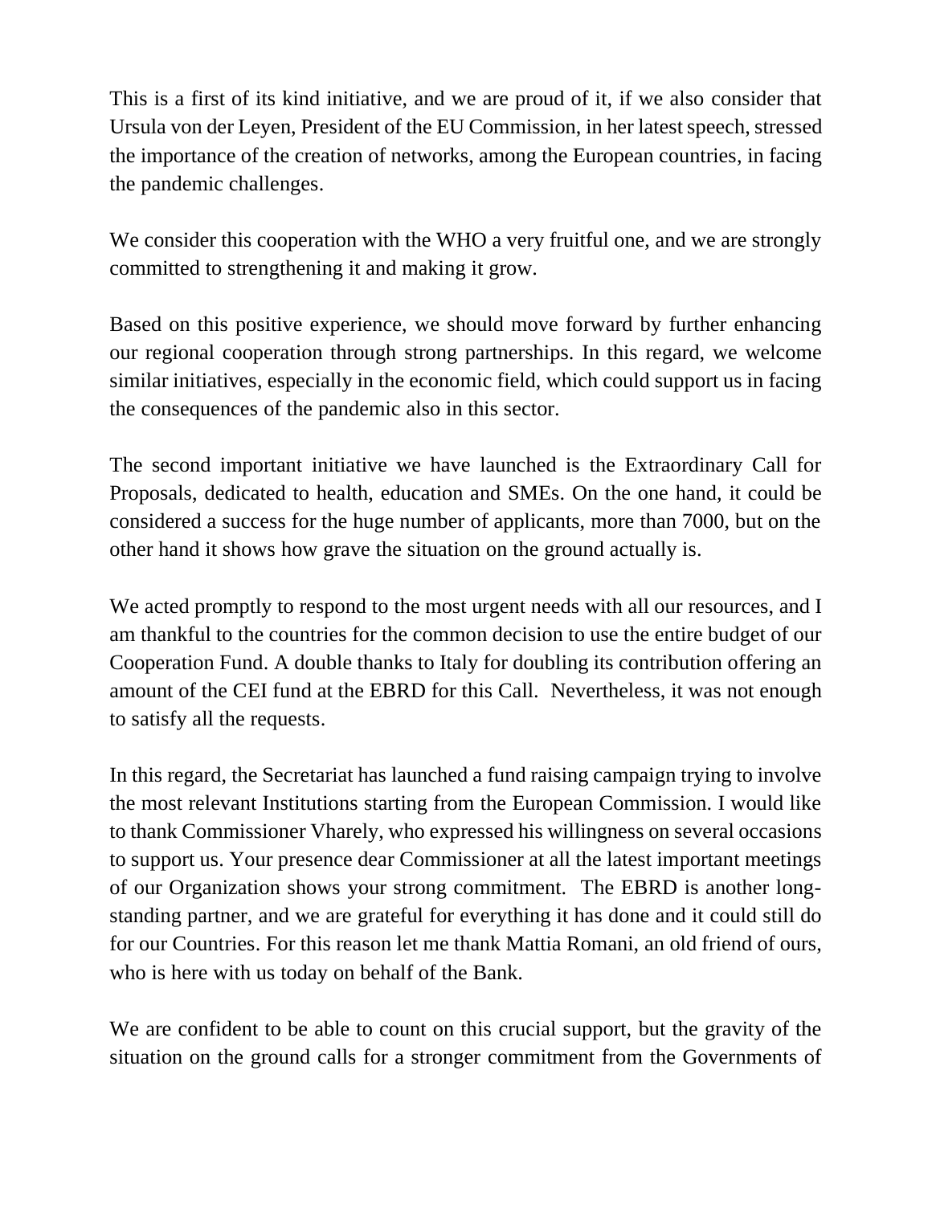This is a first of its kind initiative, and we are proud of it, if we also consider that Ursula von der Leyen, President of the EU Commission, in her latest speech, stressed the importance of the creation of networks, among the European countries, in facing the pandemic challenges.

We consider this cooperation with the WHO a very fruitful one, and we are strongly committed to strengthening it and making it grow.

Based on this positive experience, we should move forward by further enhancing our regional cooperation through strong partnerships. In this regard, we welcome similar initiatives, especially in the economic field, which could support us in facing the consequences of the pandemic also in this sector.

The second important initiative we have launched is the Extraordinary Call for Proposals, dedicated to health, education and SMEs. On the one hand, it could be considered a success for the huge number of applicants, more than 7000, but on the other hand it shows how grave the situation on the ground actually is.

We acted promptly to respond to the most urgent needs with all our resources, and I am thankful to the countries for the common decision to use the entire budget of our Cooperation Fund. A double thanks to Italy for doubling its contribution offering an amount of the CEI fund at the EBRD for this Call. Nevertheless, it was not enough to satisfy all the requests.

In this regard, the Secretariat has launched a fund raising campaign trying to involve the most relevant Institutions starting from the European Commission. I would like to thank Commissioner Vharely, who expressed his willingness on several occasions to support us. Your presence dear Commissioner at all the latest important meetings of our Organization shows your strong commitment. The EBRD is another long-standing partner, and we are grateful for everything it has done and it could still do for our Countries. For this reason let me thank Mattia Romani, an old friend of ours, who is here with us today on behalf of the Bank.

We are confident to be able to count on this crucial support, but the gravity of the situation on the ground calls for a stronger commitment from the Governments of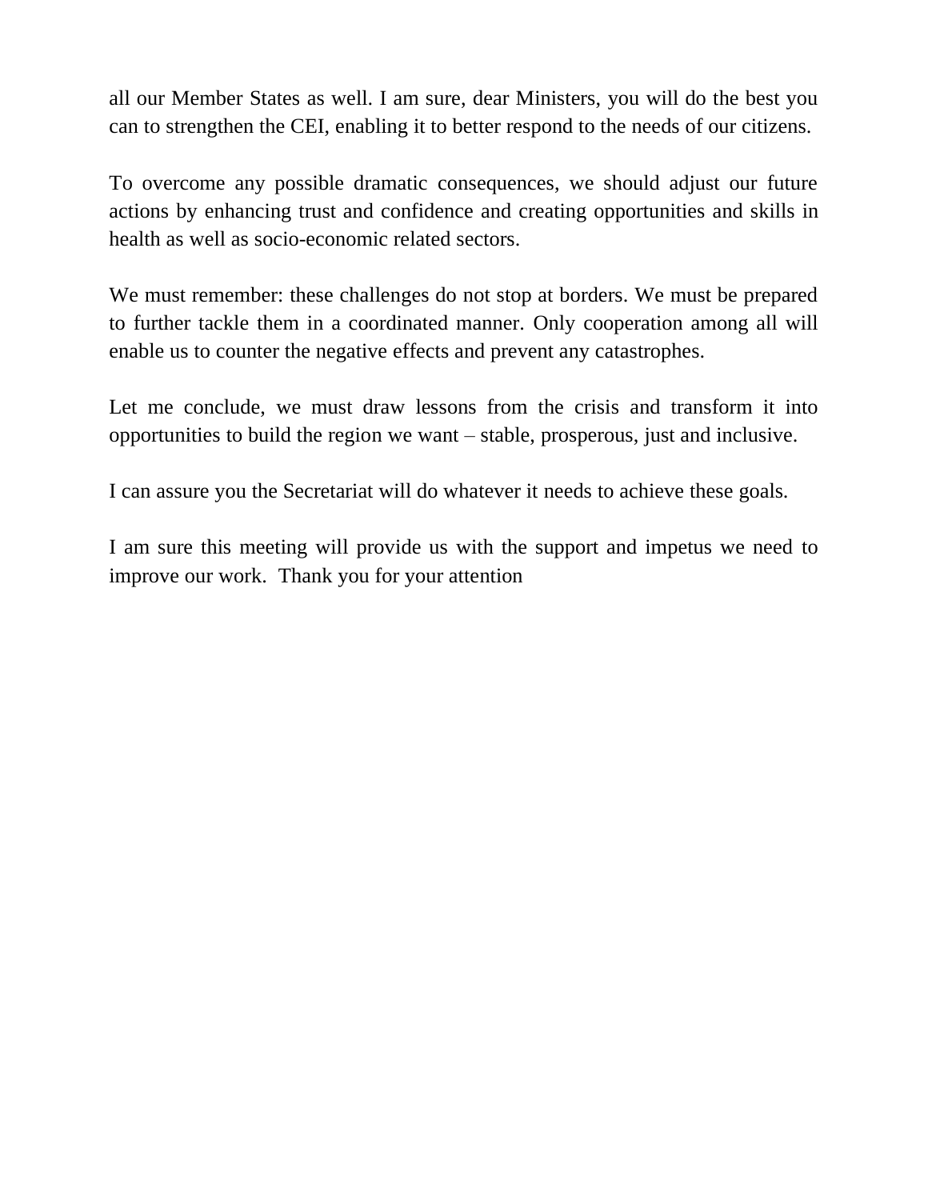all our Member States as well. I am sure, dear Ministers, you will do the best you can to strengthen the CEI, enabling it to better respond to the needs of our citizens.

To overcome any possible dramatic consequences, we should adjust our future actions by enhancing trust and confidence and creating opportunities and skills in health as well as socio-economic related sectors.

We must remember: these challenges do not stop at borders. We must be prepared to further tackle them in a coordinated manner. Only cooperation among all will enable us to counter the negative effects and prevent any catastrophes.

Let me conclude, we must draw lessons from the crisis and transform it into opportunities to build the region we want – stable, prosperous, just and inclusive.

I can assure you the Secretariat will do whatever it needs to achieve these goals.

I am sure this meeting will provide us with the support and impetus we need to improve our work. Thank you for your attention